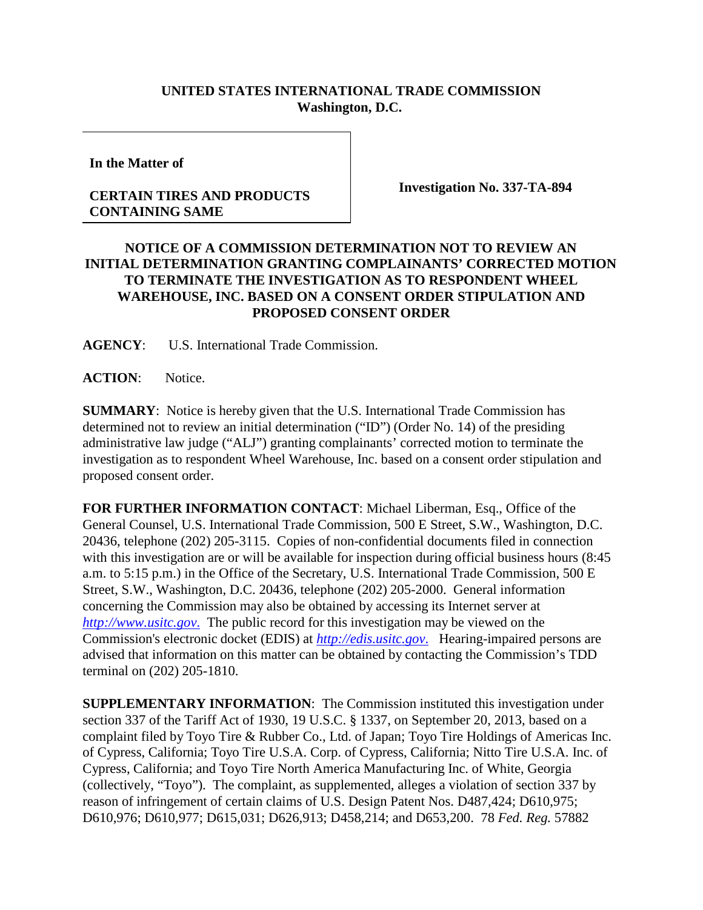**UNITED STATES INTERNATIONAL TRADE COMMISSION**
**Washington, D.C.**

**In the Matter of**

**CERTAIN TIRES AND PRODUCTS CONTAINING SAME**

**Investigation No. 337-TA-894**

**NOTICE OF A COMMISSION DETERMINATION NOT TO REVIEW AN INITIAL DETERMINATION GRANTING COMPLAINANTS' CORRECTED MOTION TO TERMINATE THE INVESTIGATION AS TO RESPONDENT WHEEL WAREHOUSE, INC. BASED ON A CONSENT ORDER STIPULATION AND PROPOSED CONSENT ORDER**

**AGENCY**: U.S. International Trade Commission.

**ACTION**: Notice.

**SUMMARY**: Notice is hereby given that the U.S. International Trade Commission has determined not to review an initial determination ("ID") (Order No. 14) of the presiding administrative law judge ("ALJ") granting complainants' corrected motion to terminate the investigation as to respondent Wheel Warehouse, Inc. based on a consent order stipulation and proposed consent order.

**FOR FURTHER INFORMATION CONTACT**: Michael Liberman, Esq., Office of the General Counsel, U.S. International Trade Commission, 500 E Street, S.W., Washington, D.C. 20436, telephone (202) 205-3115. Copies of non-confidential documents filed in connection with this investigation are or will be available for inspection during official business hours (8:45 a.m. to 5:15 p.m.) in the Office of the Secretary, U.S. International Trade Commission, 500 E Street, S.W., Washington, D.C. 20436, telephone (202) 205-2000. General information concerning the Commission may also be obtained by accessing its Internet server at *http://www.usitc.gov.* The public record for this investigation may be viewed on the Commission's electronic docket (EDIS) at *http://edis.usitc.gov.* Hearing-impaired persons are advised that information on this matter can be obtained by contacting the Commission's TDD terminal on (202) 205-1810.

**SUPPLEMENTARY INFORMATION**: The Commission instituted this investigation under section 337 of the Tariff Act of 1930, 19 U.S.C. § 1337, on September 20, 2013, based on a complaint filed by Toyo Tire & Rubber Co., Ltd. of Japan; Toyo Tire Holdings of Americas Inc. of Cypress, California; Toyo Tire U.S.A. Corp. of Cypress, California; Nitto Tire U.S.A. Inc. of Cypress, California; and Toyo Tire North America Manufacturing Inc. of White, Georgia (collectively, "Toyo"). The complaint, as supplemented, alleges a violation of section 337 by reason of infringement of certain claims of U.S. Design Patent Nos. D487,424; D610,975; D610,976; D610,977; D615,031; D626,913; D458,214; and D653,200. 78 *Fed. Reg.* 57882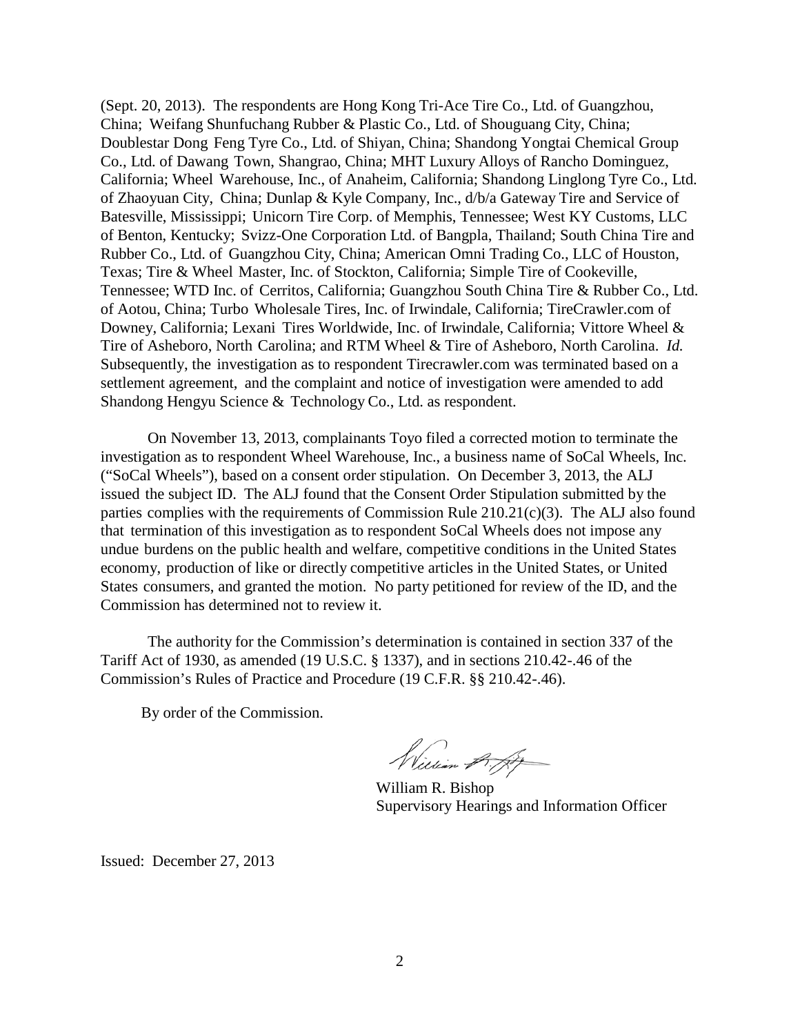(Sept. 20, 2013). The respondents are Hong Kong Tri-Ace Tire Co., Ltd. of Guangzhou, China; Weifang Shunfuchang Rubber & Plastic Co., Ltd. of Shouguang City, China; Doublestar Dong Feng Tyre Co., Ltd. of Shiyan, China; Shandong Yongtai Chemical Group Co., Ltd. of Dawang Town, Shangrao, China; MHT Luxury Alloys of Rancho Dominguez, California; Wheel Warehouse, Inc., of Anaheim, California; Shandong Linglong Tyre Co., Ltd. of Zhaoyuan City, China; Dunlap & Kyle Company, Inc., d/b/a Gateway Tire and Service of Batesville, Mississippi; Unicorn Tire Corp. of Memphis, Tennessee; West KY Customs, LLC of Benton, Kentucky; Svizz-One Corporation Ltd. of Bangpla, Thailand; South China Tire and Rubber Co., Ltd. of Guangzhou City, China; American Omni Trading Co., LLC of Houston, Texas; Tire & Wheel Master, Inc. of Stockton, California; Simple Tire of Cookeville, Tennessee; WTD Inc. of Cerritos, California; Guangzhou South China Tire & Rubber Co., Ltd. of Aotou, China; Turbo Wholesale Tires, Inc. of Irwindale, California; TireCrawler.com of Downey, California; Lexani Tires Worldwide, Inc. of Irwindale, California; Vittore Wheel & Tire of Asheboro, North Carolina; and RTM Wheel & Tire of Asheboro, North Carolina. *Id.* Subsequently, the investigation as to respondent Tirecrawler.com was terminated based on a settlement agreement, and the complaint and notice of investigation were amended to add Shandong Hengyu Science & Technology Co., Ltd. as respondent.

On November 13, 2013, complainants Toyo filed a corrected motion to terminate the investigation as to respondent Wheel Warehouse, Inc., a business name of SoCal Wheels, Inc. ("SoCal Wheels"), based on a consent order stipulation. On December 3, 2013, the ALJ issued the subject ID. The ALJ found that the Consent Order Stipulation submitted by the parties complies with the requirements of Commission Rule 210.21(c)(3). The ALJ also found that termination of this investigation as to respondent SoCal Wheels does not impose any undue burdens on the public health and welfare, competitive conditions in the United States economy, production of like or directly competitive articles in the United States, or United States consumers, and granted the motion. No party petitioned for review of the ID, and the Commission has determined not to review it.

The authority for the Commission's determination is contained in section 337 of the Tariff Act of 1930, as amended (19 U.S.C. § 1337), and in sections 210.42-.46 of the Commission's Rules of Practice and Procedure (19 C.F.R. §§ 210.42-.46).

By order of the Commission.

William R. Bishop
Supervisory Hearings and Information Officer

Issued: December 27, 2013